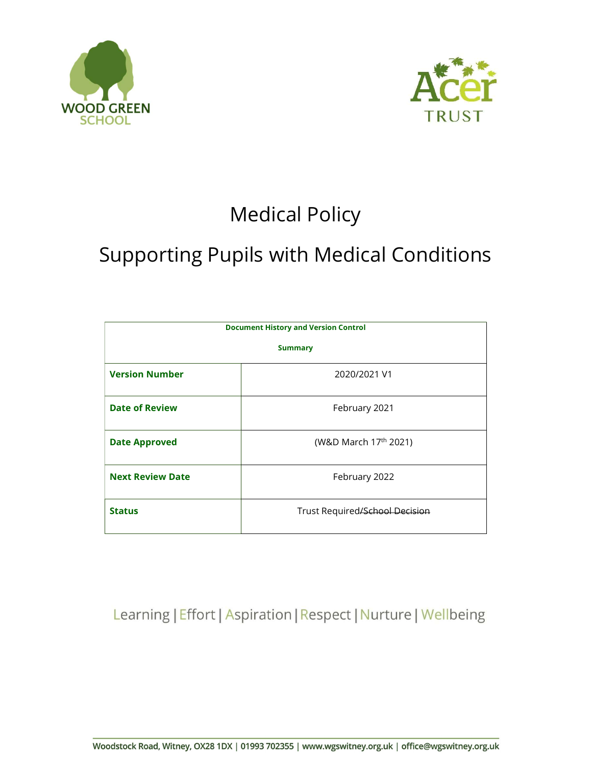WOOD GREEN SCHOOL

Acer TRUST

# Medical Policy

# Supporting Pupils with Medical Conditions

| **Document History and Version Control** **Summary** | |
|---|---|
| **Version Number** | 2020/2021 V1 |
| **Date of Review** | February 2021 |
| **Date Approved** | (W&D March 17th 2021) |
| **Next Review Date** | February 2022 |
| **Status** | Trust Required/~~School Decision~~ |

Learning | Effort | Aspiration | Respect | Nurture | Wellbeing

Woodstock Road, Witney, OX28 1DX | 01993 702355 | www.wgswitney.org.uk | office@wgswitney.org.uk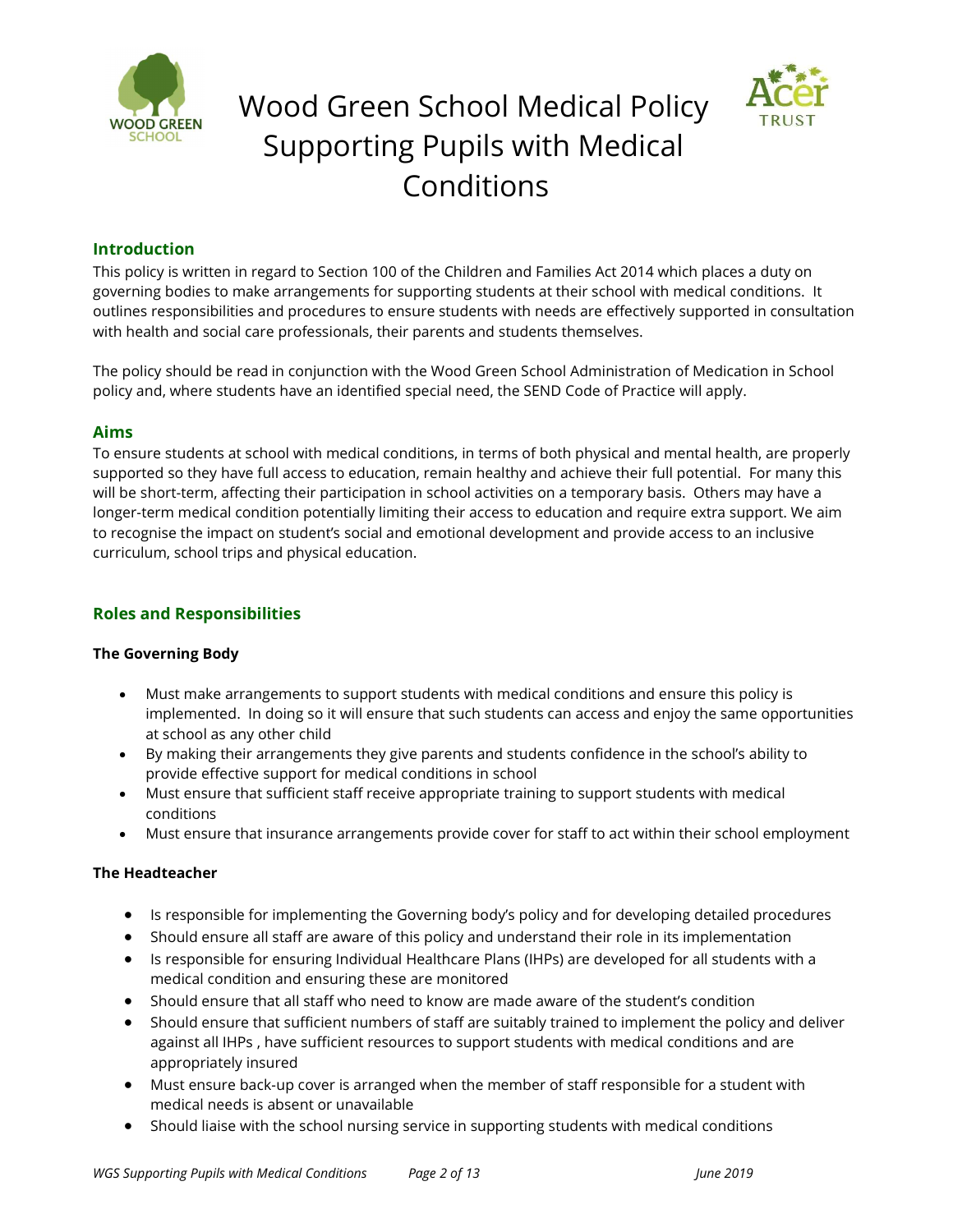# Wood Green School Medical Policy Supporting Pupils with Medical Conditions

## Introduction

This policy is written in regard to Section 100 of the Children and Families Act 2014 which places a duty on governing bodies to make arrangements for supporting students at their school with medical conditions. It outlines responsibilities and procedures to ensure students with needs are effectively supported in consultation with health and social care professionals, their parents and students themselves.

The policy should be read in conjunction with the Wood Green School Administration of Medication in School policy and, where students have an identified special need, the SEND Code of Practice will apply.

## Aims

To ensure students at school with medical conditions, in terms of both physical and mental health, are properly supported so they have full access to education, remain healthy and achieve their full potential. For many this will be short-term, affecting their participation in school activities on a temporary basis. Others may have a longer-term medical condition potentially limiting their access to education and require extra support. We aim to recognise the impact on student's social and emotional development and provide access to an inclusive curriculum, school trips and physical education.

## Roles and Responsibilities

**The Governing Body**

- Must make arrangements to support students with medical conditions and ensure this policy is implemented. In doing so it will ensure that such students can access and enjoy the same opportunities at school as any other child
- By making their arrangements they give parents and students confidence in the school's ability to provide effective support for medical conditions in school
- Must ensure that sufficient staff receive appropriate training to support students with medical conditions
- Must ensure that insurance arrangements provide cover for staff to act within their school employment

**The Headteacher**

- Is responsible for implementing the Governing body's policy and for developing detailed procedures
- Should ensure all staff are aware of this policy and understand their role in its implementation
- Is responsible for ensuring Individual Healthcare Plans (IHPs) are developed for all students with a medical condition and ensuring these are monitored
- Should ensure that all staff who need to know are made aware of the student's condition
- Should ensure that sufficient numbers of staff are suitably trained to implement the policy and deliver against all IHPs , have sufficient resources to support students with medical conditions and are appropriately insured
- Must ensure back-up cover is arranged when the member of staff responsible for a student with medical needs is absent or unavailable
- Should liaise with the school nursing service in supporting students with medical conditions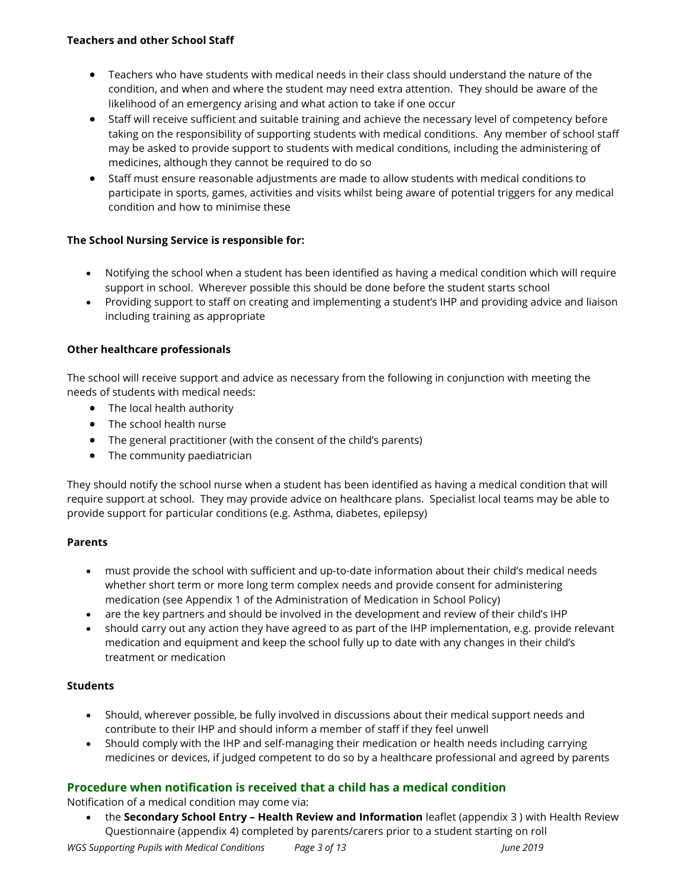**Teachers and other School Staff**

- Teachers who have students with medical needs in their class should understand the nature of the condition, and when and where the student may need extra attention. They should be aware of the likelihood of an emergency arising and what action to take if one occur
- Staff will receive sufficient and suitable training and achieve the necessary level of competency before taking on the responsibility of supporting students with medical conditions. Any member of school staff may be asked to provide support to students with medical conditions, including the administering of medicines, although they cannot be required to do so
- Staff must ensure reasonable adjustments are made to allow students with medical conditions to participate in sports, games, activities and visits whilst being aware of potential triggers for any medical condition and how to minimise these

**The School Nursing Service is responsible for:**

- Notifying the school when a student has been identified as having a medical condition which will require support in school. Wherever possible this should be done before the student starts school
- Providing support to staff on creating and implementing a student's IHP and providing advice and liaison including training as appropriate

**Other healthcare professionals**

The school will receive support and advice as necessary from the following in conjunction with meeting the needs of students with medical needs:

- The local health authority
- The school health nurse
- The general practitioner (with the consent of the child's parents)
- The community paediatrician

They should notify the school nurse when a student has been identified as having a medical condition that will require support at school. They may provide advice on healthcare plans. Specialist local teams may be able to provide support for particular conditions (e.g. Asthma, diabetes, epilepsy)

**Parents**

- must provide the school with sufficient and up-to-date information about their child's medical needs whether short term or more long term complex needs and provide consent for administering medication (see Appendix 1 of the Administration of Medication in School Policy)
- are the key partners and should be involved in the development and review of their child's IHP
- should carry out any action they have agreed to as part of the IHP implementation, e.g. provide relevant medication and equipment and keep the school fully up to date with any changes in their child's treatment or medication

**Students**

- Should, wherever possible, be fully involved in discussions about their medical support needs and contribute to their IHP and should inform a member of staff if they feel unwell
- Should comply with the IHP and self-managing their medication or health needs including carrying medicines or devices, if judged competent to do so by a healthcare professional and agreed by parents

## Procedure when notification is received that a child has a medical condition

Notification of a medical condition may come via:

- the **Secondary School Entry – Health Review and Information** leaflet (appendix 3 ) with Health Review Questionnaire (appendix 4) completed by parents/carers prior to a student starting on roll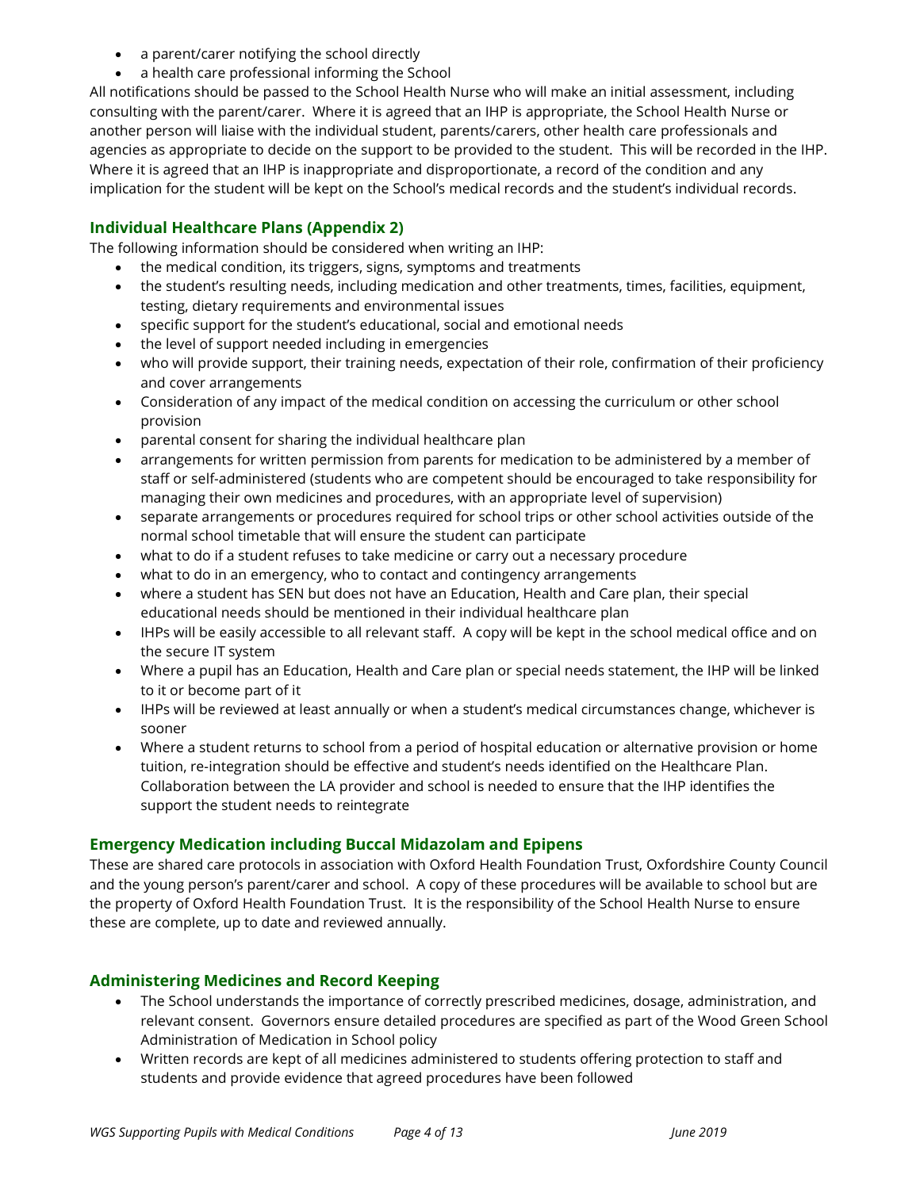- a parent/carer notifying the school directly
- a health care professional informing the School

All notifications should be passed to the School Health Nurse who will make an initial assessment, including consulting with the parent/carer. Where it is agreed that an IHP is appropriate, the School Health Nurse or another person will liaise with the individual student, parents/carers, other health care professionals and agencies as appropriate to decide on the support to be provided to the student. This will be recorded in the IHP. Where it is agreed that an IHP is inappropriate and disproportionate, a record of the condition and any implication for the student will be kept on the School's medical records and the student's individual records.

## Individual Healthcare Plans (Appendix 2)

The following information should be considered when writing an IHP:

- the medical condition, its triggers, signs, symptoms and treatments
- the student's resulting needs, including medication and other treatments, times, facilities, equipment, testing, dietary requirements and environmental issues
- specific support for the student's educational, social and emotional needs
- the level of support needed including in emergencies
- who will provide support, their training needs, expectation of their role, confirmation of their proficiency and cover arrangements
- Consideration of any impact of the medical condition on accessing the curriculum or other school provision
- parental consent for sharing the individual healthcare plan
- arrangements for written permission from parents for medication to be administered by a member of staff or self-administered (students who are competent should be encouraged to take responsibility for managing their own medicines and procedures, with an appropriate level of supervision)
- separate arrangements or procedures required for school trips or other school activities outside of the normal school timetable that will ensure the student can participate
- what to do if a student refuses to take medicine or carry out a necessary procedure
- what to do in an emergency, who to contact and contingency arrangements
- where a student has SEN but does not have an Education, Health and Care plan, their special educational needs should be mentioned in their individual healthcare plan
- IHPs will be easily accessible to all relevant staff. A copy will be kept in the school medical office and on the secure IT system
- Where a pupil has an Education, Health and Care plan or special needs statement, the IHP will be linked to it or become part of it
- IHPs will be reviewed at least annually or when a student's medical circumstances change, whichever is sooner
- Where a student returns to school from a period of hospital education or alternative provision or home tuition, re-integration should be effective and student's needs identified on the Healthcare Plan. Collaboration between the LA provider and school is needed to ensure that the IHP identifies the support the student needs to reintegrate

## Emergency Medication including Buccal Midazolam and Epipens

These are shared care protocols in association with Oxford Health Foundation Trust, Oxfordshire County Council and the young person's parent/carer and school. A copy of these procedures will be available to school but are the property of Oxford Health Foundation Trust. It is the responsibility of the School Health Nurse to ensure these are complete, up to date and reviewed annually.

## Administering Medicines and Record Keeping

- The School understands the importance of correctly prescribed medicines, dosage, administration, and relevant consent. Governors ensure detailed procedures are specified as part of the Wood Green School Administration of Medication in School policy
- Written records are kept of all medicines administered to students offering protection to staff and students and provide evidence that agreed procedures have been followed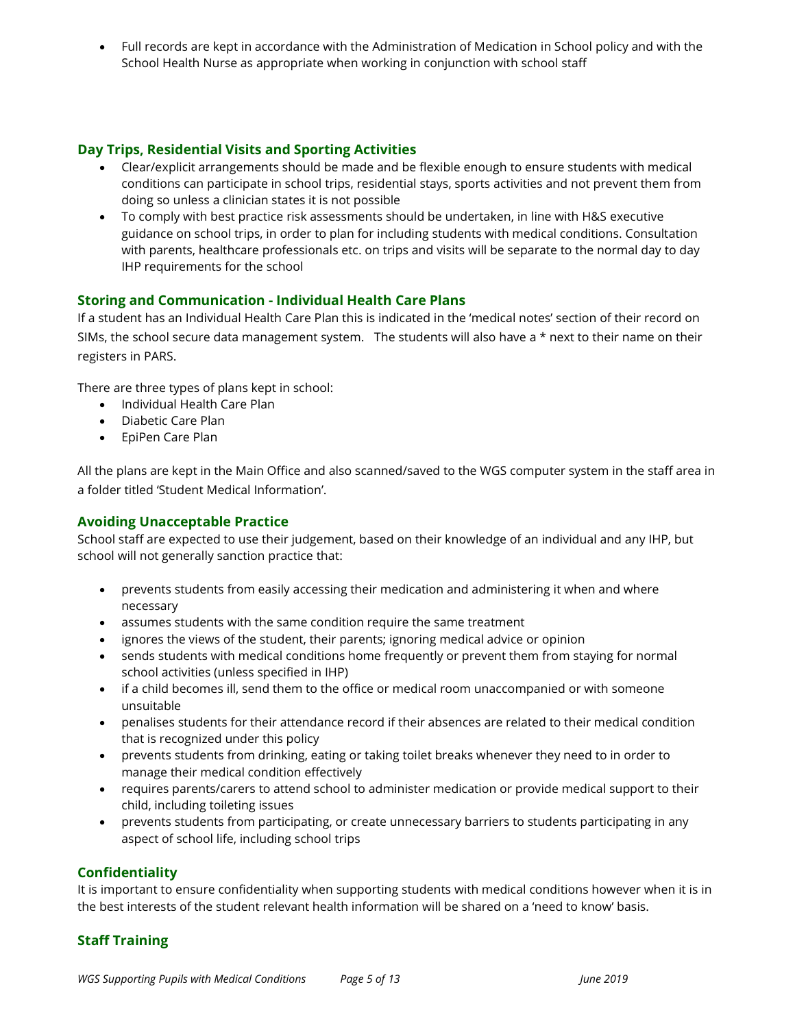- Full records are kept in accordance with the Administration of Medication in School policy and with the School Health Nurse as appropriate when working in conjunction with school staff

### Day Trips, Residential Visits and Sporting Activities

- Clear/explicit arrangements should be made and be flexible enough to ensure students with medical conditions can participate in school trips, residential stays, sports activities and not prevent them from doing so unless a clinician states it is not possible
- To comply with best practice risk assessments should be undertaken, in line with H&S executive guidance on school trips, in order to plan for including students with medical conditions. Consultation with parents, healthcare professionals etc. on trips and visits will be separate to the normal day to day IHP requirements for the school

### Storing and Communication - Individual Health Care Plans

If a student has an Individual Health Care Plan this is indicated in the 'medical notes' section of their record on SIMs, the school secure data management system. The students will also have a * next to their name on their registers in PARS.

There are three types of plans kept in school:

- Individual Health Care Plan
- Diabetic Care Plan
- EpiPen Care Plan

All the plans are kept in the Main Office and also scanned/saved to the WGS computer system in the staff area in a folder titled 'Student Medical Information'.

### Avoiding Unacceptable Practice

School staff are expected to use their judgement, based on their knowledge of an individual and any IHP, but school will not generally sanction practice that:

- prevents students from easily accessing their medication and administering it when and where necessary
- assumes students with the same condition require the same treatment
- ignores the views of the student, their parents; ignoring medical advice or opinion
- sends students with medical conditions home frequently or prevent them from staying for normal school activities (unless specified in IHP)
- if a child becomes ill, send them to the office or medical room unaccompanied or with someone unsuitable
- penalises students for their attendance record if their absences are related to their medical condition that is recognized under this policy
- prevents students from drinking, eating or taking toilet breaks whenever they need to in order to manage their medical condition effectively
- requires parents/carers to attend school to administer medication or provide medical support to their child, including toileting issues
- prevents students from participating, or create unnecessary barriers to students participating in any aspect of school life, including school trips

### Confidentiality

It is important to ensure confidentiality when supporting students with medical conditions however when it is in the best interests of the student relevant health information will be shared on a 'need to know' basis.

### Staff Training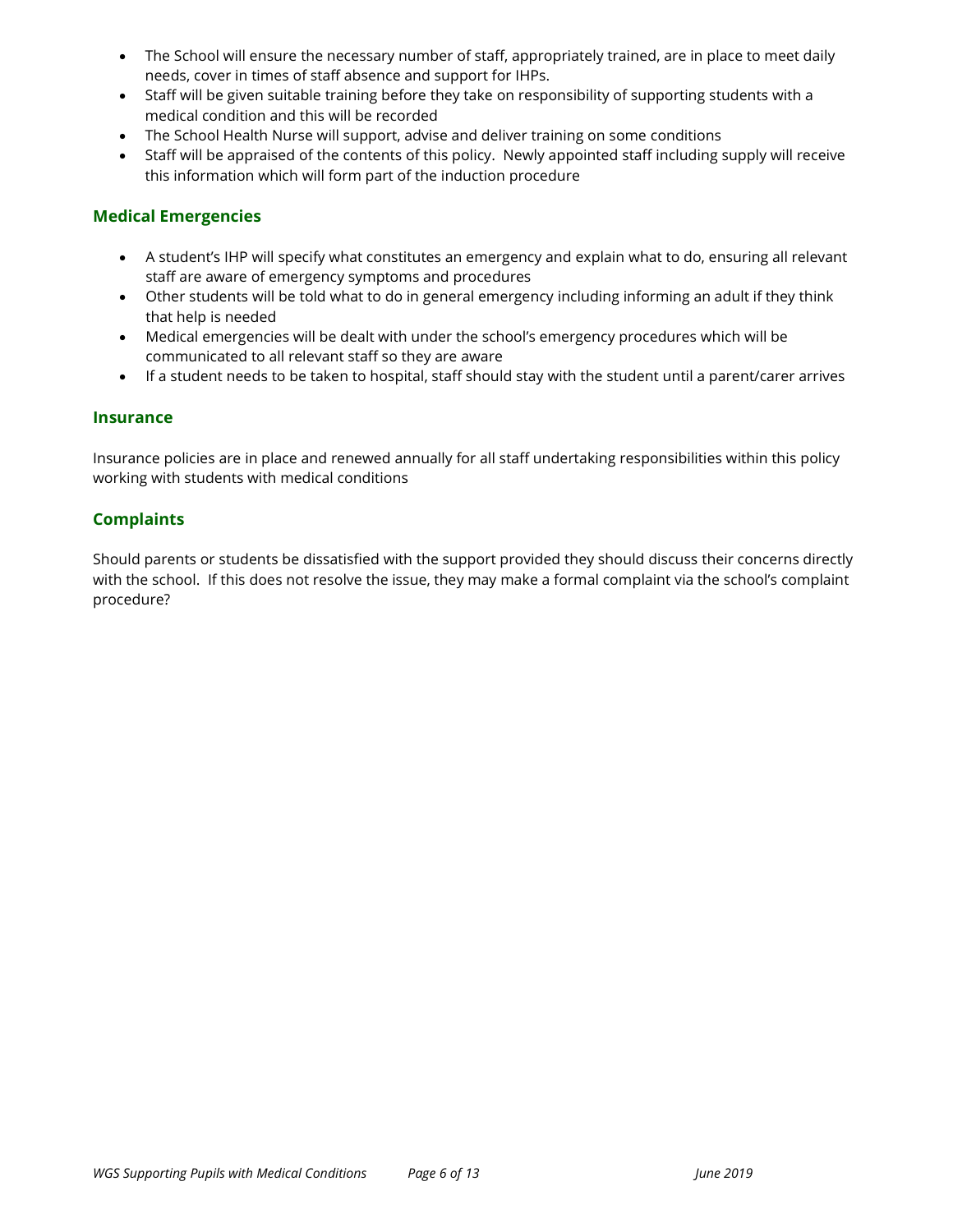- The School will ensure the necessary number of staff, appropriately trained, are in place to meet daily needs, cover in times of staff absence and support for IHPs.
- Staff will be given suitable training before they take on responsibility of supporting students with a medical condition and this will be recorded
- The School Health Nurse will support, advise and deliver training on some conditions
- Staff will be appraised of the contents of this policy. Newly appointed staff including supply will receive this information which will form part of the induction procedure

### Medical Emergencies

- A student's IHP will specify what constitutes an emergency and explain what to do, ensuring all relevant staff are aware of emergency symptoms and procedures
- Other students will be told what to do in general emergency including informing an adult if they think that help is needed
- Medical emergencies will be dealt with under the school's emergency procedures which will be communicated to all relevant staff so they are aware
- If a student needs to be taken to hospital, staff should stay with the student until a parent/carer arrives

### Insurance

Insurance policies are in place and renewed annually for all staff undertaking responsibilities within this policy working with students with medical conditions

### Complaints

Should parents or students be dissatisfied with the support provided they should discuss their concerns directly with the school. If this does not resolve the issue, they may make a formal complaint via the school's complaint procedure?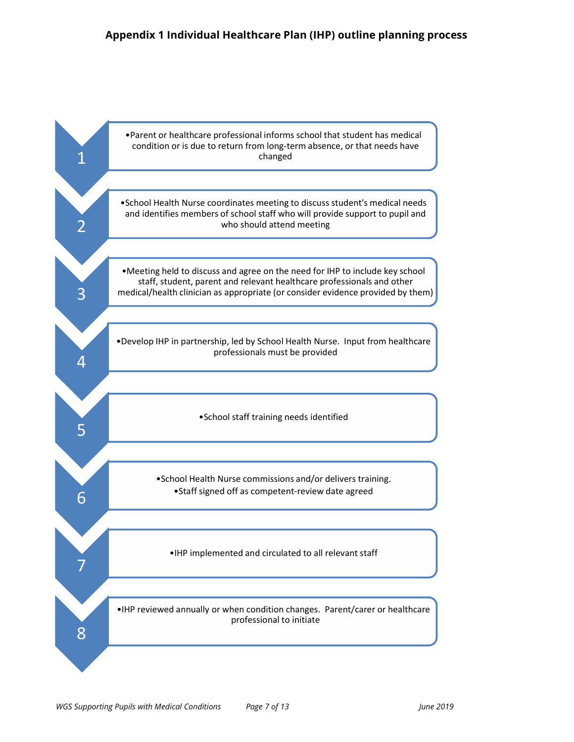## Appendix 1 Individual Healthcare Plan (IHP) outline planning process

1. Parent or healthcare professional informs school that student has medical condition or is due to return from long-term absence, or that needs have changed

2. School Health Nurse coordinates meeting to discuss student's medical needs and identifies members of school staff who will provide support to pupil and who should attend meeting

3. Meeting held to discuss and agree on the need for IHP to include key school staff, student, parent and relevant healthcare professionals and other medical/health clinician as appropriate (or consider evidence provided by them)

4. Develop IHP in partnership, led by School Health Nurse. Input from healthcare professionals must be provided

5. School staff training needs identified

6. School Health Nurse commissions and/or delivers training.
   - Staff signed off as competent-review date agreed

7. IHP implemented and circulated to all relevant staff

8. IHP reviewed annually or when condition changes. Parent/carer or healthcare professional to initiate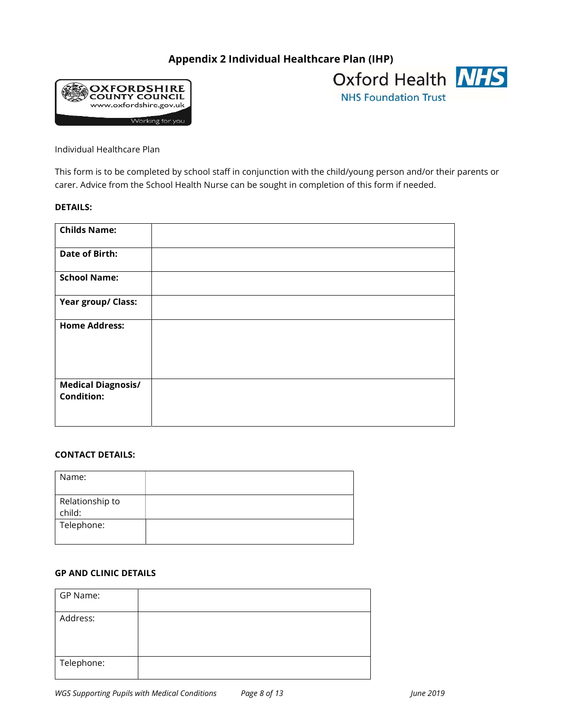## Appendix 2 Individual Healthcare Plan (IHP)

OXFORDSHIRE COUNTY COUNCIL
www.oxfordshire.gov.uk
Working for you

Oxford Health NHS
NHS Foundation Trust

Individual Healthcare Plan

This form is to be completed by school staff in conjunction with the child/young person and/or their parents or carer. Advice from the School Health Nurse can be sought in completion of this form if needed.

**DETAILS:**

| | |
|---|---|
| **Childs Name:** | |
| **Date of Birth:** | |
| **School Name:** | |
| **Year group/ Class:** | |
| **Home Address:** | |
| **Medical Diagnosis/ Condition:** | |

**CONTACT DETAILS:**

| | |
|---|---|
| Name: | |
| Relationship to child: | |
| Telephone: | |

**GP AND CLINIC DETAILS**

| | |
|---|---|
| GP Name: | |
| Address: | |
| Telephone: | |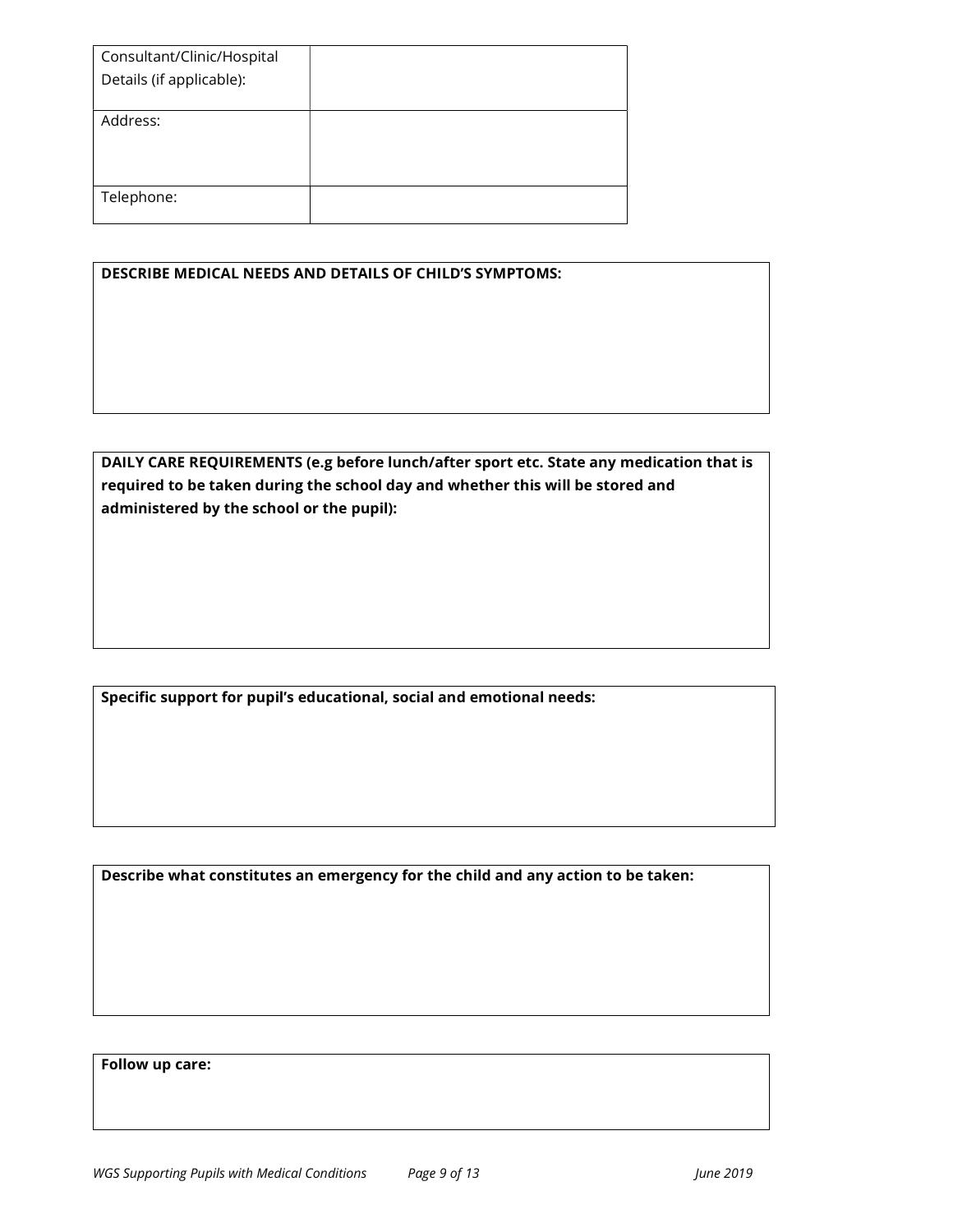| Consultant/Clinic/Hospital Details (if applicable): | |
|---|---|
| Address: | |
| Telephone: | |

| **DESCRIBE MEDICAL NEEDS AND DETAILS OF CHILD'S SYMPTOMS:** |
|---|
| |

| **DAILY CARE REQUIREMENTS (e.g before lunch/after sport etc. State any medication that is required to be taken during the school day and whether this will be stored and administered by the school or the pupil):** |
|---|
| |

| **Specific support for pupil's educational, social and emotional needs:** |
|---|
| |

| **Describe what constitutes an emergency for the child and any action to be taken:** |
|---|
| |

| **Follow up care:** |
|---|
| |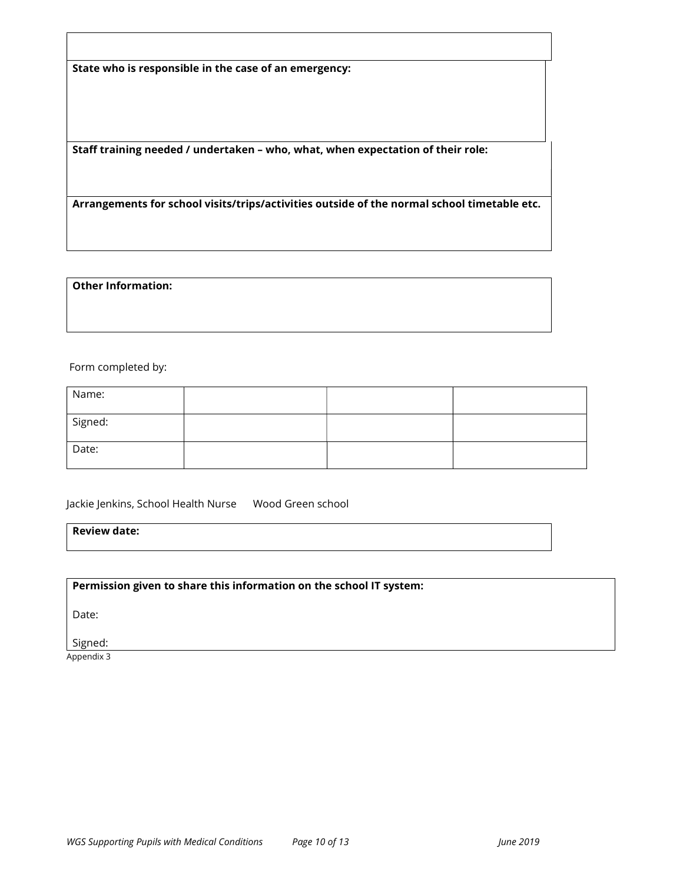**State who is responsible in the case of an emergency:**

**Staff training needed / undertaken – who, what, when expectation of their role:**

**Arrangements for school visits/trips/activities outside of the normal school timetable etc.**

**Other Information:**

Form completed by:

| Name: | | | |
|---|---|---|---|
| Signed: | | | |
| Date: | | | |

Jackie Jenkins, School Health Nurse      Wood Green school

**Review date:**

**Permission given to share this information on the school IT system:**

Date:

Signed:

Appendix 3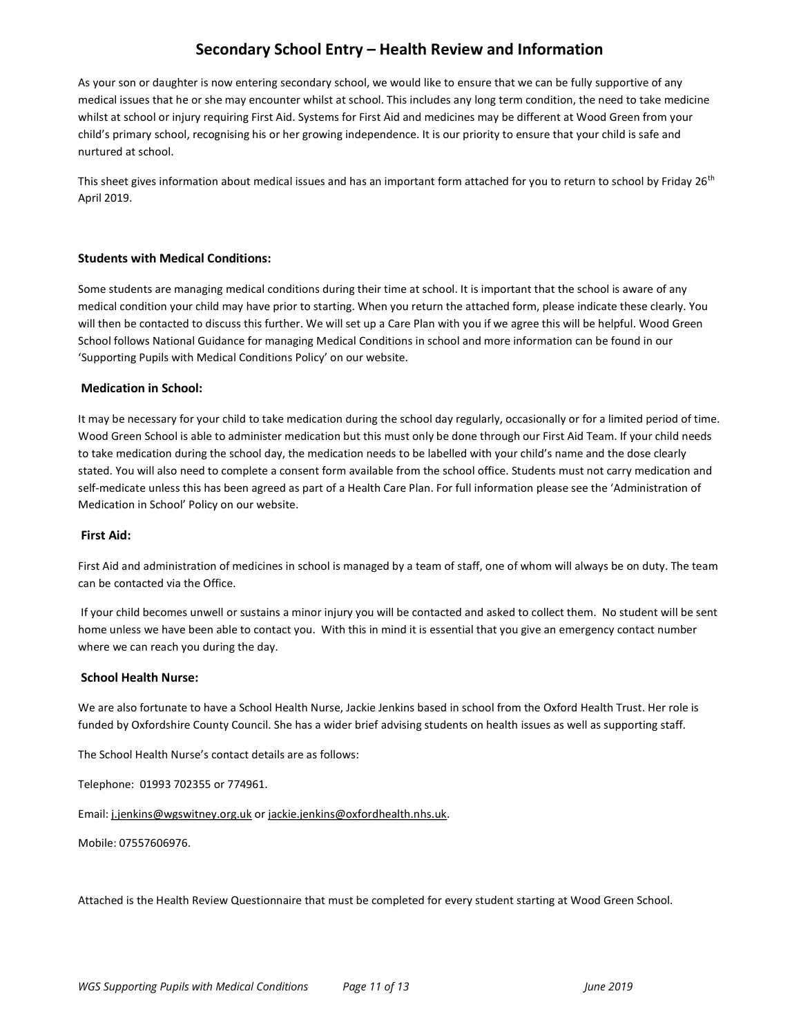# Secondary School Entry – Health Review and Information

As your son or daughter is now entering secondary school, we would like to ensure that we can be fully supportive of any medical issues that he or she may encounter whilst at school. This includes any long term condition, the need to take medicine whilst at school or injury requiring First Aid. Systems for First Aid and medicines may be different at Wood Green from your child's primary school, recognising his or her growing independence. It is our priority to ensure that your child is safe and nurtured at school.

This sheet gives information about medical issues and has an important form attached for you to return to school by Friday 26th April 2019.

### Students with Medical Conditions:

Some students are managing medical conditions during their time at school. It is important that the school is aware of any medical condition your child may have prior to starting. When you return the attached form, please indicate these clearly. You will then be contacted to discuss this further. We will set up a Care Plan with you if we agree this will be helpful. Wood Green School follows National Guidance for managing Medical Conditions in school and more information can be found in our 'Supporting Pupils with Medical Conditions Policy' on our website.

### Medication in School:

It may be necessary for your child to take medication during the school day regularly, occasionally or for a limited period of time. Wood Green School is able to administer medication but this must only be done through our First Aid Team. If your child needs to take medication during the school day, the medication needs to be labelled with your child's name and the dose clearly stated. You will also need to complete a consent form available from the school office. Students must not carry medication and self-medicate unless this has been agreed as part of a Health Care Plan. For full information please see the 'Administration of Medication in School' Policy on our website.

### First Aid:

First Aid and administration of medicines in school is managed by a team of staff, one of whom will always be on duty. The team can be contacted via the Office.

If your child becomes unwell or sustains a minor injury you will be contacted and asked to collect them. No student will be sent home unless we have been able to contact you. With this in mind it is essential that you give an emergency contact number where we can reach you during the day.

### School Health Nurse:

We are also fortunate to have a School Health Nurse, Jackie Jenkins based in school from the Oxford Health Trust. Her role is funded by Oxfordshire County Council. She has a wider brief advising students on health issues as well as supporting staff.

The School Health Nurse's contact details are as follows:

Telephone: 01993 702355 or 774961.

Email: j.jenkins@wgswitney.org.uk or jackie.jenkins@oxfordhealth.nhs.uk.

Mobile: 07557606976.

Attached is the Health Review Questionnaire that must be completed for every student starting at Wood Green School.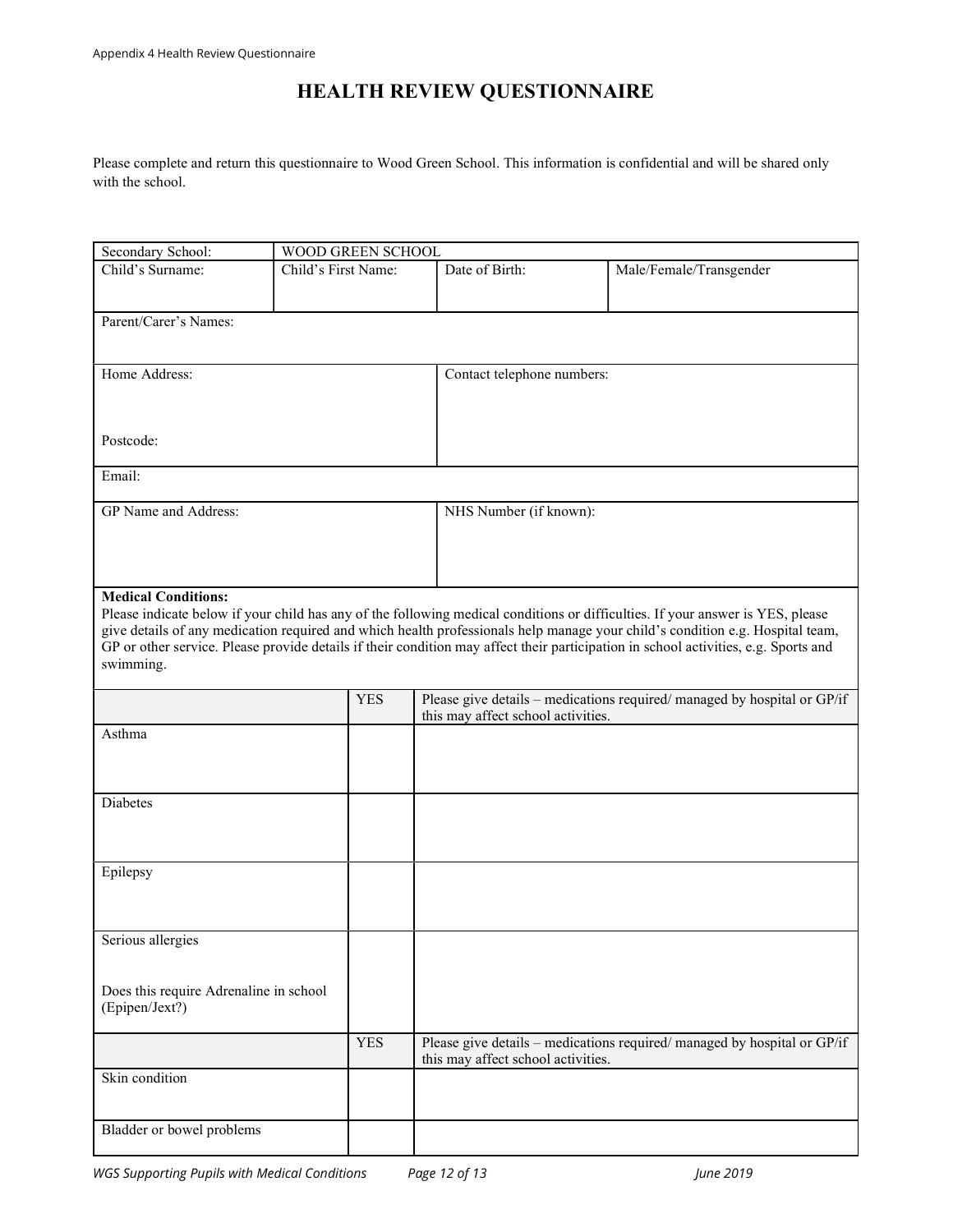# HEALTH REVIEW QUESTIONNAIRE

Please complete and return this questionnaire to Wood Green School. This information is confidential and will be shared only with the school.

| Secondary School: | WOOD GREEN SCHOOL | | |
|---|---|---|---|
| Child's Surname: | Child's First Name: | Date of Birth: | Male/Female/Transgender |
| Parent/Carer's Names: | | | |
| Home Address:<br><br>Postcode: | | Contact telephone numbers: | |
| Email: | | | |
| GP Name and Address: | | NHS Number (if known): | |

**Medical Conditions:**
Please indicate below if your child has any of the following medical conditions or difficulties. If your answer is YES, please give details of any medication required and which health professionals help manage your child's condition e.g. Hospital team, GP or other service. Please provide details if their condition may affect their participation in school activities, e.g. Sports and swimming.

| | YES | Please give details – medications required/ managed by hospital or GP/if this may affect school activities. |
|---|---|---|
| Asthma | | |
| Diabetes | | |
| Epilepsy | | |
| Serious allergies<br><br>Does this require Adrenaline in school (Epipen/Jext?) | | |
| | YES | Please give details – medications required/ managed by hospital or GP/if this may affect school activities. |
| Skin condition | | |
| Bladder or bowel problems | | |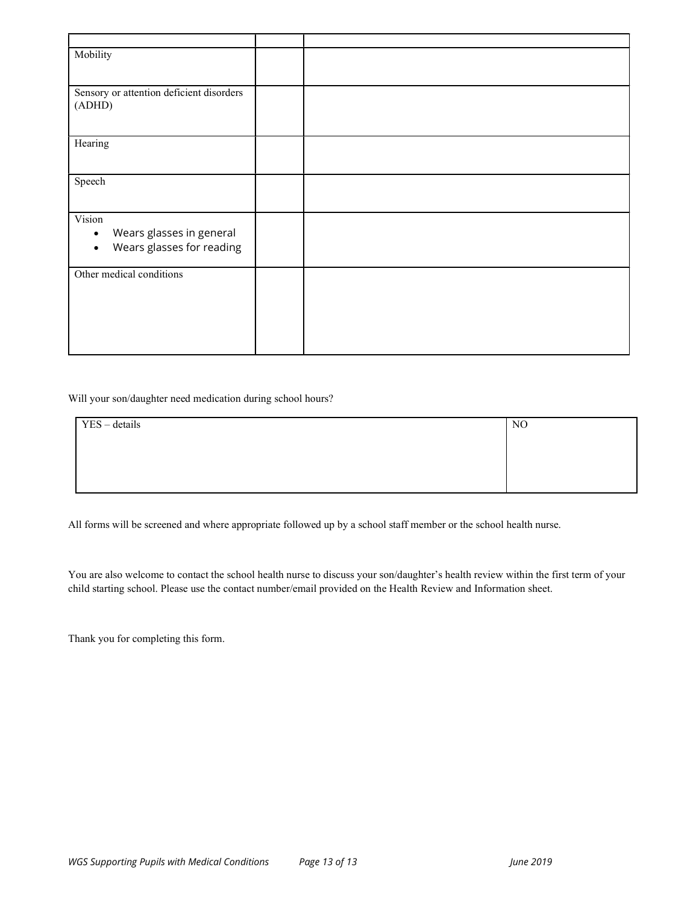| | | |
|---|---|---|
| Mobility | | |
| Sensory or attention deficient disorders (ADHD) | | |
| Hearing | | |
| Speech | | |
| Vision<br>• Wears glasses in general<br>• Wears glasses for reading | | |
| Other medical conditions | | |

Will your son/daughter need medication during school hours?

| | |
|---|---|
| YES – details | NO |

All forms will be screened and where appropriate followed up by a school staff member or the school health nurse.

You are also welcome to contact the school health nurse to discuss your son/daughter's health review within the first term of your child starting school. Please use the contact number/email provided on the Health Review and Information sheet.

Thank you for completing this form.